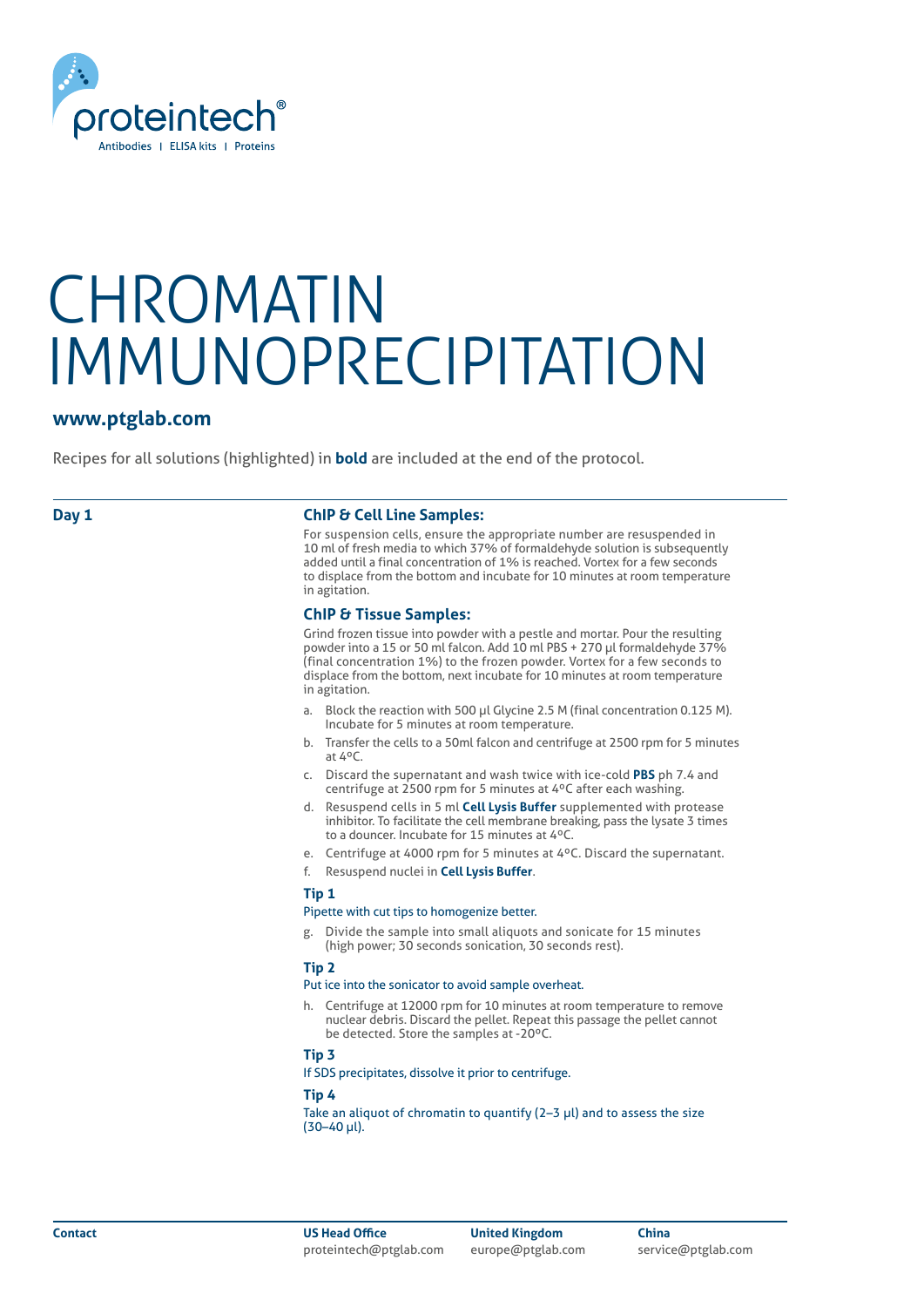proteintech®

Antibodies | ELISA kits | Proteins

# CHROMATIN IMMUNOPRECIPITATION

## www.ptglab.com

Recipes for all solutions (highlighted) in **bold** are included at the end of the protocol.

## Day 1

### ChIP & Cell Line Samples:

For suspension cells, ensure the appropriate number are resuspended in 10 ml of fresh media to which 37% of formaldehyde solution is subsequently added until a final concentration of 1% is reached. Vortex for a few seconds to displace from the bottom and incubate for 10 minutes at room temperature in agitation.

### ChIP & Tissue Samples:

Grind frozen tissue into powder with a pestle and mortar. Pour the resulting powder into a 15 or 50 ml falcon. Add 10 ml PBS + 270 µl formaldehyde 37% (final concentration 1%) to the frozen powder. Vortex for a few seconds to displace from the bottom, next incubate for 10 minutes at room temperature in agitation.

a. Block the reaction with 500 µl Glycine 2.5 M (final concentration 0.125 M). Incubate for 5 minutes at room temperature.

b. Transfer the cells to a 50ml falcon and centrifuge at 2500 rpm for 5 minutes at 4ºC.

c. Discard the supernatant and wash twice with ice-cold **PBS** ph 7.4 and centrifuge at 2500 rpm for 5 minutes at 4ºC after each washing.

d. Resuspend cells in 5 ml **Cell Lysis Buffer** supplemented with protease inhibitor. To facilitate the cell membrane breaking, pass the lysate 3 times to a douncer. Incubate for 15 minutes at 4ºC.

e. Centrifuge at 4000 rpm for 5 minutes at 4ºC. Discard the supernatant.

f. Resuspend nuclei in **Cell Lysis Buffer**.

**Tip 1**

Pipette with cut tips to homogenize better.

g. Divide the sample into small aliquots and sonicate for 15 minutes (high power; 30 seconds sonication, 30 seconds rest).

**Tip 2**

Put ice into the sonicator to avoid sample overheat.

h. Centrifuge at 12000 rpm for 10 minutes at room temperature to remove nuclear debris. Discard the pellet. Repeat this passage the pellet cannot be detected. Store the samples at -20ºC.

**Tip 3**

If SDS precipitates, dissolve it prior to centrifuge.

**Tip 4**

Take an aliquot of chromatin to quantify (2–3 µl) and to assess the size (30–40 µl).

**Contact**

**US Head Office**
proteintech@ptglab.com

**United Kingdom**
europe@ptglab.com

**China**
service@ptglab.com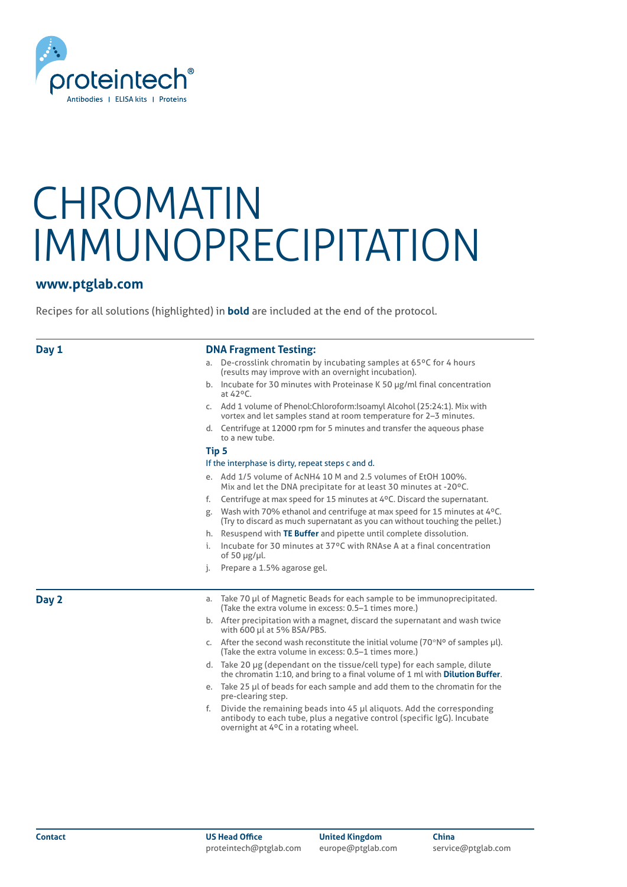proteintech®

Antibodies | ELISA kits | Proteins

# CHROMATIN IMMUNOPRECIPITATION

## www.ptglab.com

Recipes for all solutions (highlighted) in **bold** are included at the end of the protocol.

## Day 1

### DNA Fragment Testing:

a. De-crosslink chromatin by incubating samples at 65ºC for 4 hours (results may improve with an overnight incubation).

b. Incubate for 30 minutes with Proteinase K 50 µg/ml final concentration at 42ºC.

c. Add 1 volume of Phenol:Chloroform:Isoamyl Alcohol (25:24:1). Mix with vortex and let samples stand at room temperature for 2–3 minutes.

d. Centrifuge at 12000 rpm for 5 minutes and transfer the aqueous phase to a new tube.

**Tip 5**

If the interphase is dirty, repeat steps c and d.

e. Add 1/5 volume of $AcNH_4$ 10 M and 2.5 volumes of EtOH 100%. Mix and let the DNA precipitate for at least 30 minutes at -20ºC.

f. Centrifuge at max speed for 15 minutes at 4ºC. Discard the supernatant.

g. Wash with 70% ethanol and centrifuge at max speed for 15 minutes at 4ºC. (Try to discard as much supernatant as you can without touching the pellet.)

h. Resuspend with **TE Buffer** and pipette until complete dissolution.

i. Incubate for 30 minutes at 37ºC with RNAse A at a final concentration of 50 µg/µl.

j. Prepare a 1.5% agarose gel.

## Day 2

a. Take 70 µl of Magnetic Beads for each sample to be immunoprecipitated. (Take the extra volume in excess: 0.5–1 times more.)

b. After precipitation with a magnet, discard the supernatant and wash twice with 600 µl at 5% BSA/PBS.

c. After the second wash reconstitute the initial volume (70*Nº of samples µl). (Take the extra volume in excess: 0.5–1 times more.)

d. Take 20 µg (dependant on the tissue/cell type) for each sample, dilute the chromatin 1:10, and bring to a final volume of 1 ml with **Dilution Buffer**.

e. Take 25 µl of beads for each sample and add them to the chromatin for the pre-clearing step.

f. Divide the remaining beads into 45 µl aliquots. Add the corresponding antibody to each tube, plus a negative control (specific IgG). Incubate overnight at 4ºC in a rotating wheel.

**Contact**

**US Head Office** proteintech@ptglab.com

**United Kingdom** europe@ptglab.com

**China** service@ptglab.com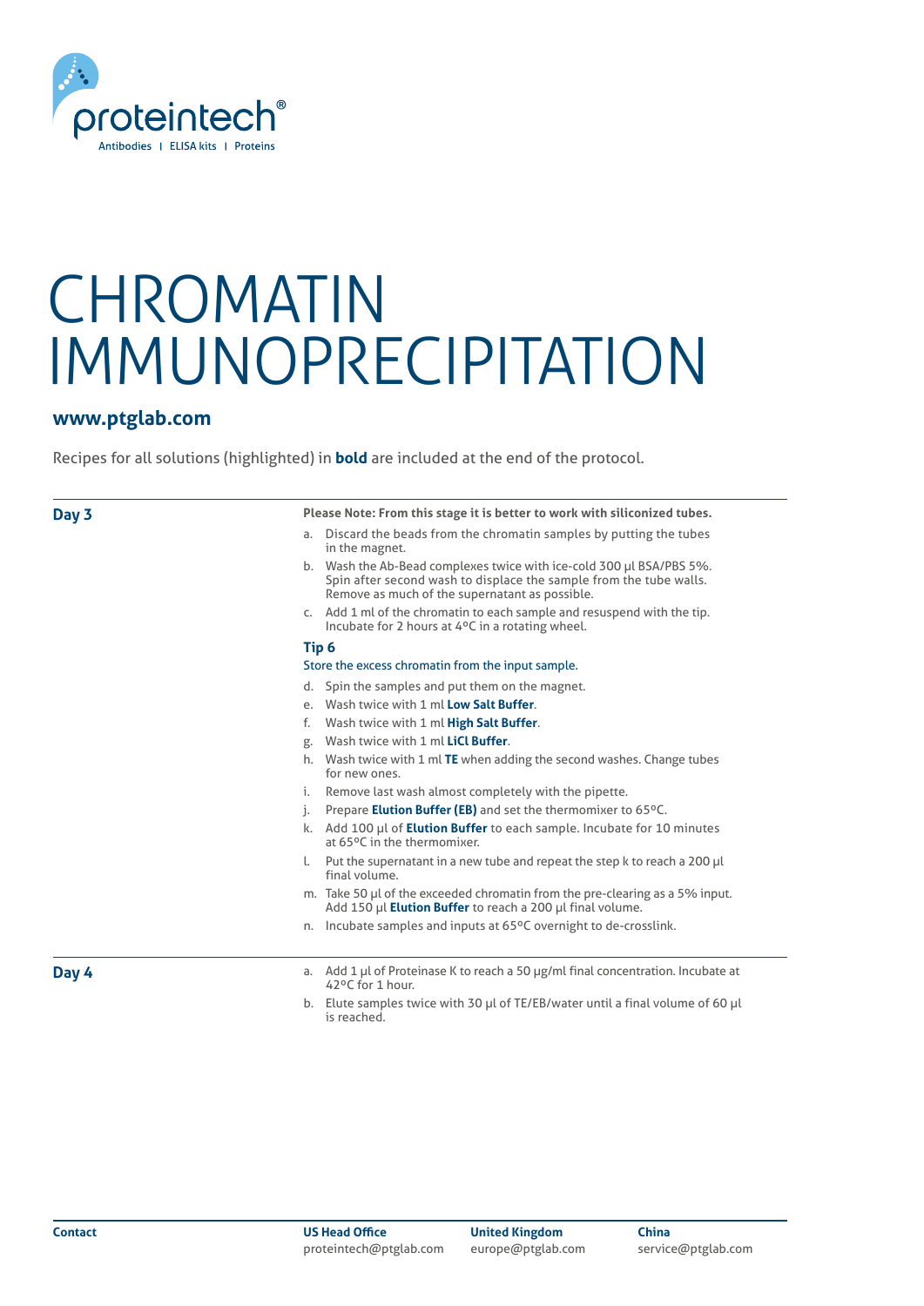# CHROMATIN IMMUNOPRECIPITATION

**www.ptglab.com**

Recipes for all solutions (highlighted) in **bold** are included at the end of the protocol.

## Day 3

**Please Note: From this stage it is better to work with siliconized tubes.**

a. Discard the beads from the chromatin samples by putting the tubes in the magnet.

b. Wash the Ab-Bead complexes twice with ice-cold 300 µl BSA/PBS 5%. Spin after second wash to displace the sample from the tube walls. Remove as much of the supernatant as possible.

c. Add 1 ml of the chromatin to each sample and resuspend with the tip. Incubate for 2 hours at 4ºC in a rotating wheel.

**Tip 6**

Store the excess chromatin from the input sample.

d. Spin the samples and put them on the magnet.

e. Wash twice with 1 ml **Low Salt Buffer**.

f. Wash twice with 1 ml **High Salt Buffer**.

g. Wash twice with 1 ml **LiCl Buffer**.

h. Wash twice with 1 ml **TE** when adding the second washes. Change tubes for new ones.

i. Remove last wash almost completely with the pipette.

j. Prepare **Elution Buffer (EB)** and set the thermomixer to 65ºC.

k. Add 100 µl of **Elution Buffer** to each sample. Incubate for 10 minutes at 65ºC in the thermomixer.

l. Put the supernatant in a new tube and repeat the step k to reach a 200 µl final volume.

m. Take 50 µl of the exceeded chromatin from the pre-clearing as a 5% input. Add 150 µl **Elution Buffer** to reach a 200 µl final volume.

n. Incubate samples and inputs at 65ºC overnight to de-crosslink.

## Day 4

a. Add 1 µl of Proteinase K to reach a 50 µg/ml final concentration. Incubate at 42ºC for 1 hour.

b. Elute samples twice with 30 µl of TE/EB/water until a final volume of 60 µl is reached.

**Contact**

**US Head Office**
proteintech@ptglab.com

**United Kingdom**
europe@ptglab.com

**China**
service@ptglab.com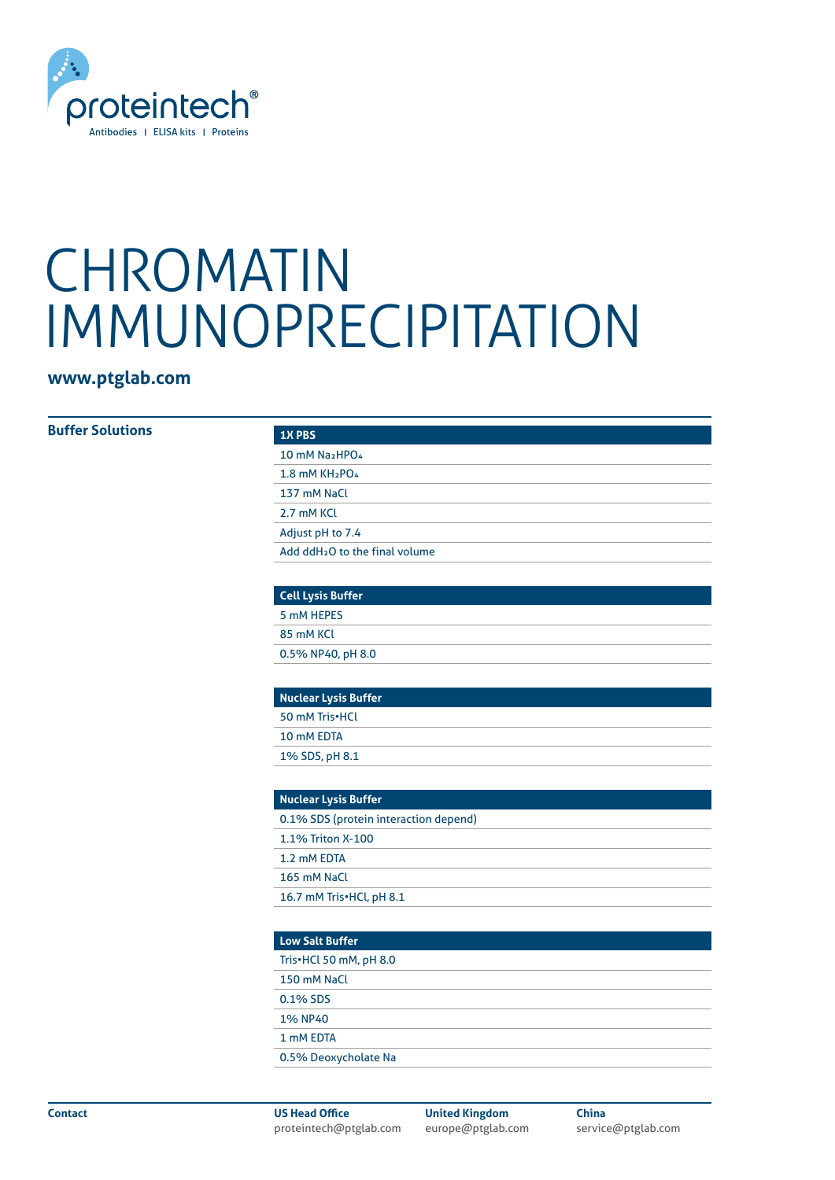proteintech®

Antibodies | ELISA kits | Proteins

# CHROMATIN IMMUNOPRECIPITATION

**www.ptglab.com**

## Buffer Solutions

| 1X PBS |
|---|
| 10 mM $Na_2HPO_4$ |
| 1.8 mM $KH_2PO_4$ |
| 137 mM NaCl |
| 2.7 mM KCl |
| Adjust pH to 7.4 |
| Add $ddH_2O$ to the final volume |

| Cell Lysis Buffer |
|---|
| 5 mM HEPES |
| 85 mM KCl |
| 0.5% NP40, pH 8.0 |

| Nuclear Lysis Buffer |
|---|
| 50 mM Tris•HCl |
| 10 mM EDTA |
| 1% SDS, pH 8.1 |

| Nuclear Lysis Buffer |
|---|
| 0.1% SDS (protein interaction depend) |
| 1.1% Triton X-100 |
| 1.2 mM EDTA |
| 165 mM NaCl |
| 16.7 mM Tris•HCl, pH 8.1 |

| Low Salt Buffer |
|---|
| Tris•HCl 50 mM, pH 8.0 |
| 150 mM NaCl |
| 0.1% SDS |
| 1% NP40 |
| 1 mM EDTA |
| 0.5% Deoxycholate Na |

**Contact**

**US Head Office**
proteintech@ptglab.com

**United Kingdom**
europe@ptglab.com

**China**
service@ptglab.com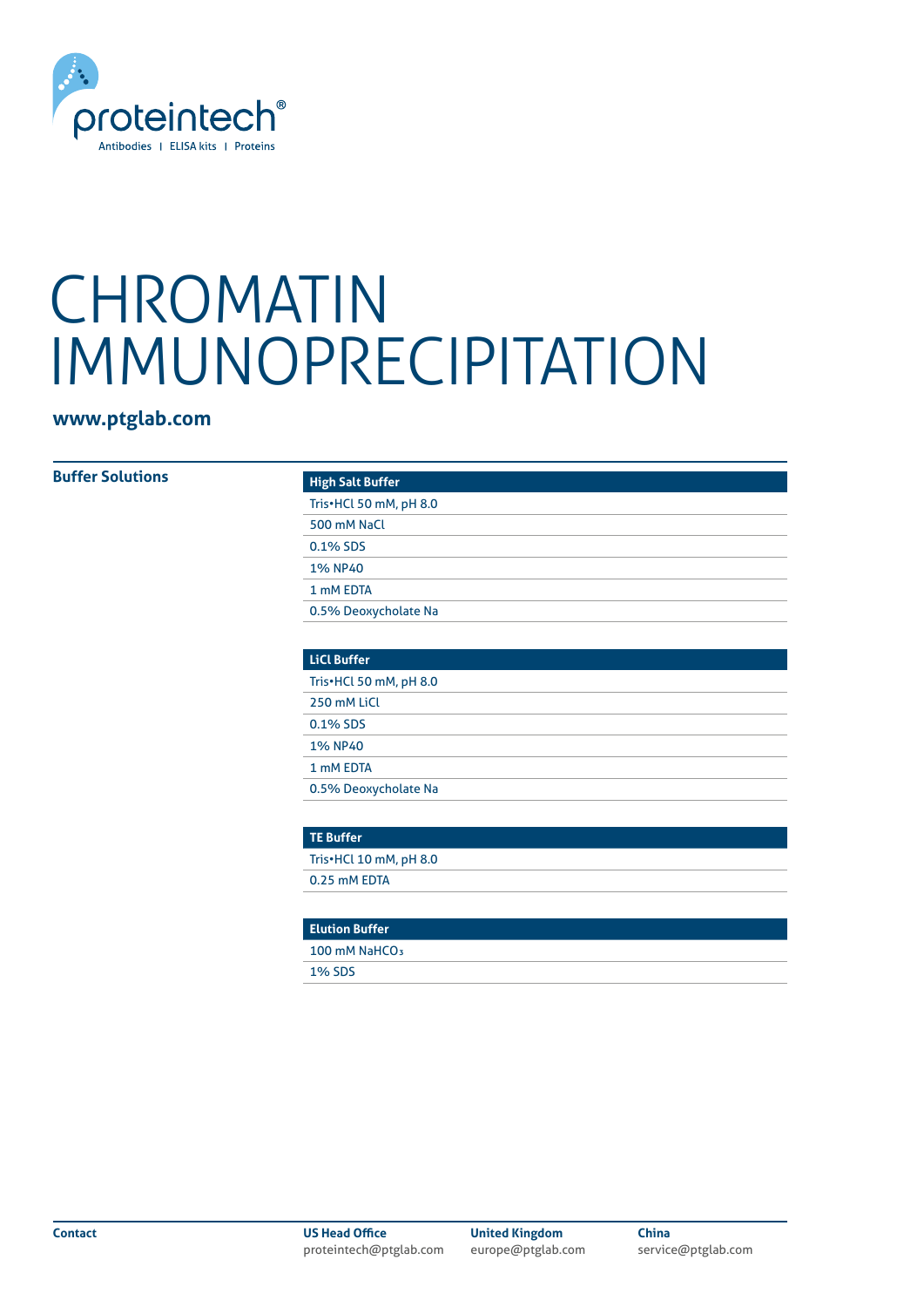proteintech®

Antibodies | ELISA kits | Proteins

# CHROMATIN IMMUNOPRECIPITATION

**www.ptglab.com**

## Buffer Solutions

| High Salt Buffer |
|---|
| Tris•HCl 50 mM, pH 8.0 |
| 500 mM NaCl |
| 0.1% SDS |
| 1% NP40 |
| 1 mM EDTA |
| 0.5% Deoxycholate Na |

| LiCl Buffer |
|---|
| Tris•HCl 50 mM, pH 8.0 |
| 250 mM LiCl |
| 0.1% SDS |
| 1% NP40 |
| 1 mM EDTA |
| 0.5% Deoxycholate Na |

| TE Buffer |
|---|
| Tris•HCl 10 mM, pH 8.0 |
| 0.25 mM EDTA |

| Elution Buffer |
|---|
| 100 mM $NaHCO_3$ |
| 1% SDS |

**Contact**

**US Head Office**
proteintech@ptglab.com

**United Kingdom**
europe@ptglab.com

**China**
service@ptglab.com